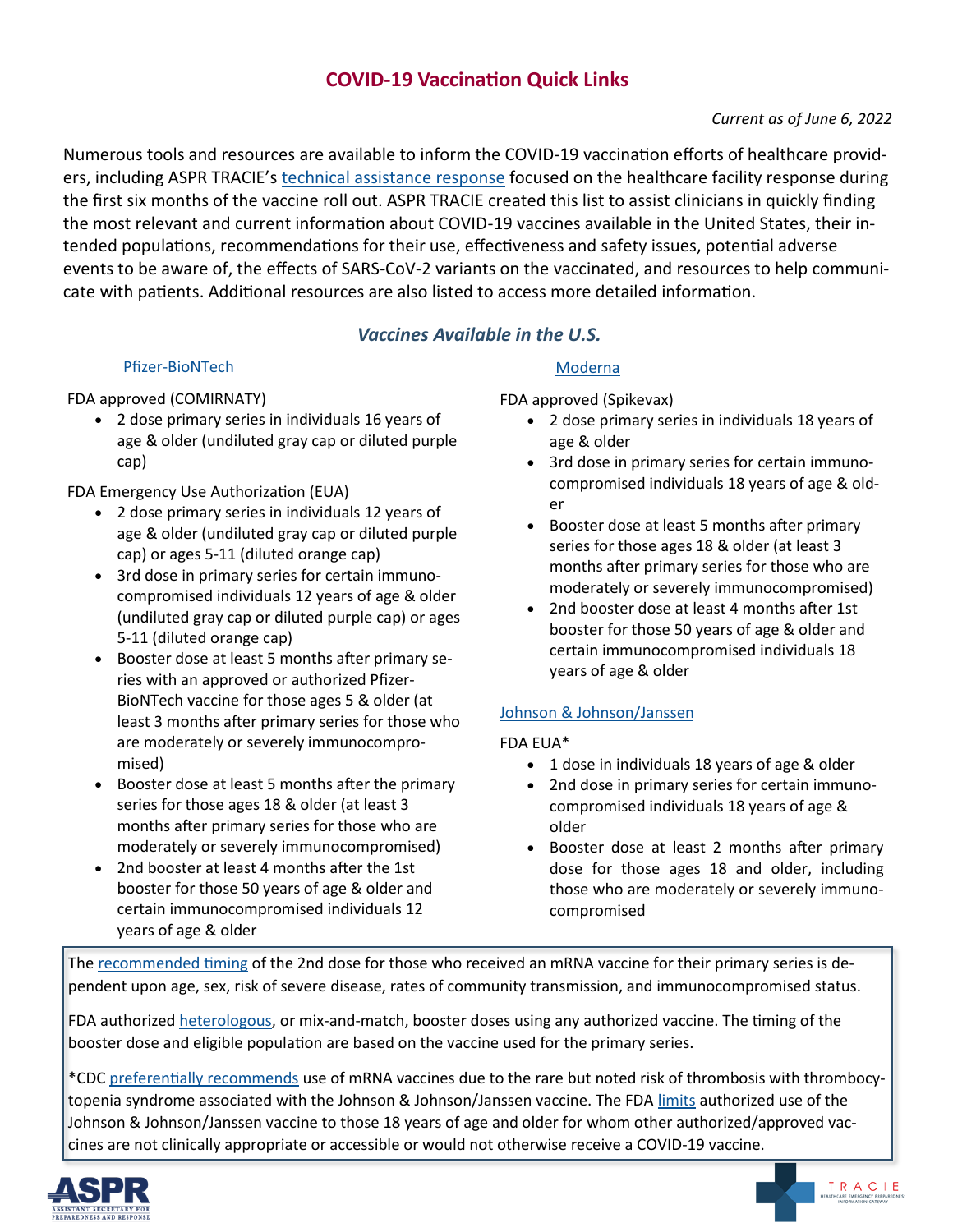# COVID-19 Vaccination Quick Links

*Current as of June 6, 2022*

Numerous tools and resources are available to inform the COVID-19 vaccination efforts of healthcare providers, including ASPR TRACIE's technical assistance response focused on the healthcare facility response during the first six months of the vaccine roll out. ASPR TRACIE created this list to assist clinicians in quickly finding the most relevant and current information about COVID-19 vaccines available in the United States, their intended populations, recommendations for their use, effectiveness and safety issues, potential adverse events to be aware of, the effects of SARS-CoV-2 variants on the vaccinated, and resources to help communicate with patients. Additional resources are also listed to access more detailed information.

## *Vaccines Available in the U.S.*

### Pfizer-BioNTech

FDA approved (COMIRNATY)

- 2 dose primary series in individuals 16 years of age & older (undiluted gray cap or diluted purple cap)

FDA Emergency Use Authorization (EUA)

- 2 dose primary series in individuals 12 years of age & older (undiluted gray cap or diluted purple cap) or ages 5-11 (diluted orange cap)
- 3rd dose in primary series for certain immunocompromised individuals 12 years of age & older (undiluted gray cap or diluted purple cap) or ages 5-11 (diluted orange cap)
- Booster dose at least 5 months after primary series with an approved or authorized Pfizer-BioNTech vaccine for those ages 5 & older (at least 3 months after primary series for those who are moderately or severely immunocompromised)
- Booster dose at least 5 months after the primary series for those ages 18 & older (at least 3 months after primary series for those who are moderately or severely immunocompromised)
- 2nd booster at least 4 months after the 1st booster for those 50 years of age & older and certain immunocompromised individuals 12 years of age & older

### Moderna

FDA approved (Spikevax)

- 2 dose primary series in individuals 18 years of age & older
- 3rd dose in primary series for certain immunocompromised individuals 18 years of age & older
- Booster dose at least 5 months after primary series for those ages 18 & older (at least 3 months after primary series for those who are moderately or severely immunocompromised)
- 2nd booster dose at least 4 months after 1st booster for those 50 years of age & older and certain immunocompromised individuals 18 years of age & older

### Johnson & Johnson/Janssen

FDA EUA*

- 1 dose in individuals 18 years of age & older
- 2nd dose in primary series for certain immunocompromised individuals 18 years of age & older
- Booster dose at least 2 months after primary dose for those ages 18 and older, including those who are moderately or severely immunocompromised

The recommended timing of the 2nd dose for those who received an mRNA vaccine for their primary series is dependent upon age, sex, risk of severe disease, rates of community transmission, and immunocompromised status.

FDA authorized heterologous, or mix-and-match, booster doses using any authorized vaccine. The timing of the booster dose and eligible population are based on the vaccine used for the primary series.

*CDC preferentially recommends use of mRNA vaccines due to the rare but noted risk of thrombosis with thrombocytopenia syndrome associated with the Johnson & Johnson/Janssen vaccine. The FDA limits authorized use of the Johnson & Johnson/Janssen vaccine to those 18 years of age and older for whom other authorized/approved vaccines are not clinically appropriate or accessible or would not otherwise receive a COVID-19 vaccine.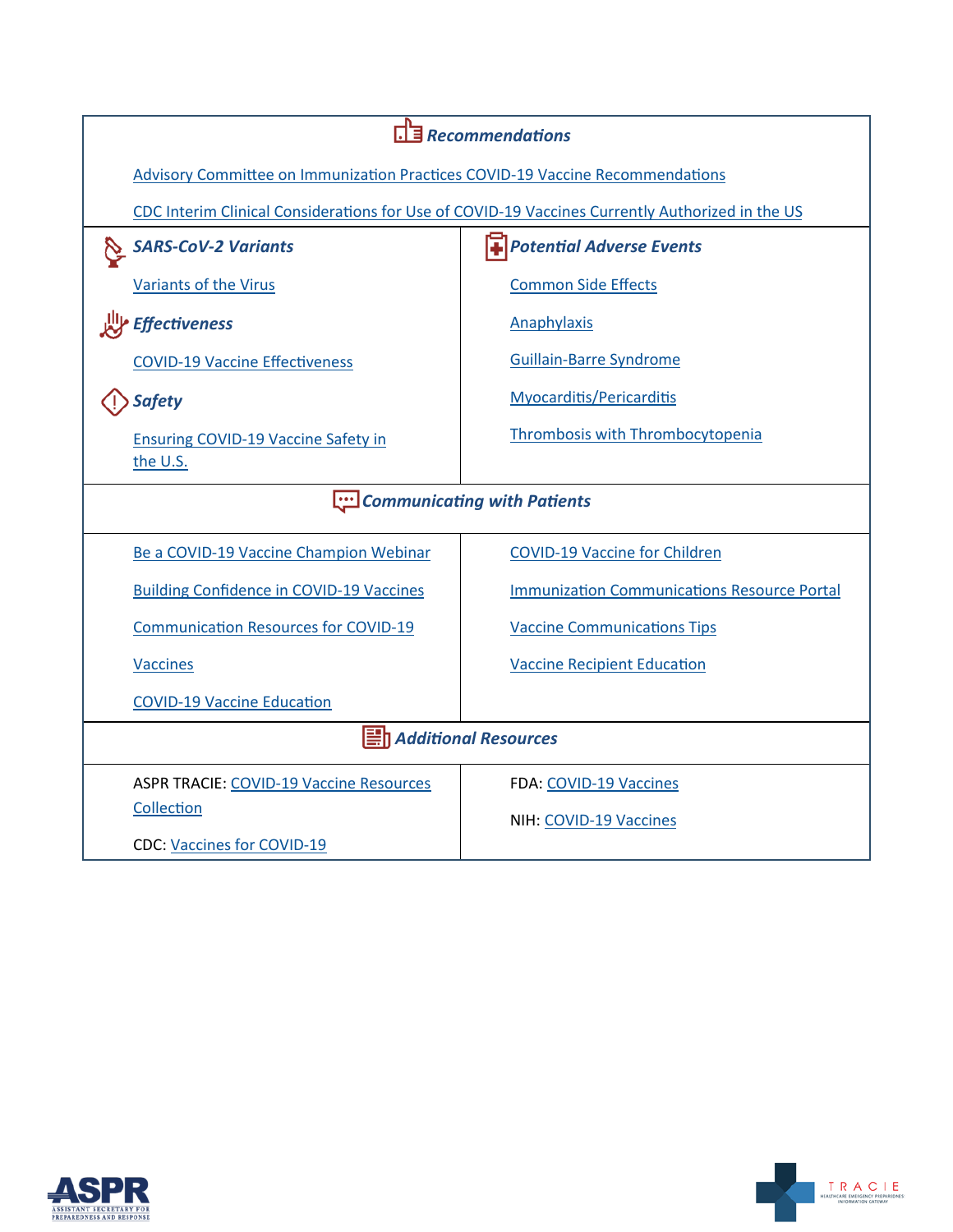### ***Recommendations***

Advisory Committee on Immunization Practices COVID-19 Vaccine Recommendations

CDC Interim Clinical Considerations for Use of COVID-19 Vaccines Currently Authorized in the US

### ***SARS-CoV-2 Variants***

Variants of the Virus

### ***Effectiveness***

COVID-19 Vaccine Effectiveness

### ***Safety***

Ensuring COVID-19 Vaccine Safety in the U.S.

### ***Potential Adverse Events***

Common Side Effects

Anaphylaxis

Guillain-Barre Syndrome

Myocarditis/Pericarditis

Thrombosis with Thrombocytopenia

### ***Communicating with Patients***

Be a COVID-19 Vaccine Champion Webinar

Building Confidence in COVID-19 Vaccines

Communication Resources for COVID-19 Vaccines

COVID-19 Vaccine Education

COVID-19 Vaccine for Children

Immunization Communications Resource Portal

Vaccine Communications Tips

Vaccine Recipient Education

### ***Additional Resources***

ASPR TRACIE: COVID-19 Vaccine Resources Collection

CDC: Vaccines for COVID-19

FDA: COVID-19 Vaccines

NIH: COVID-19 Vaccines